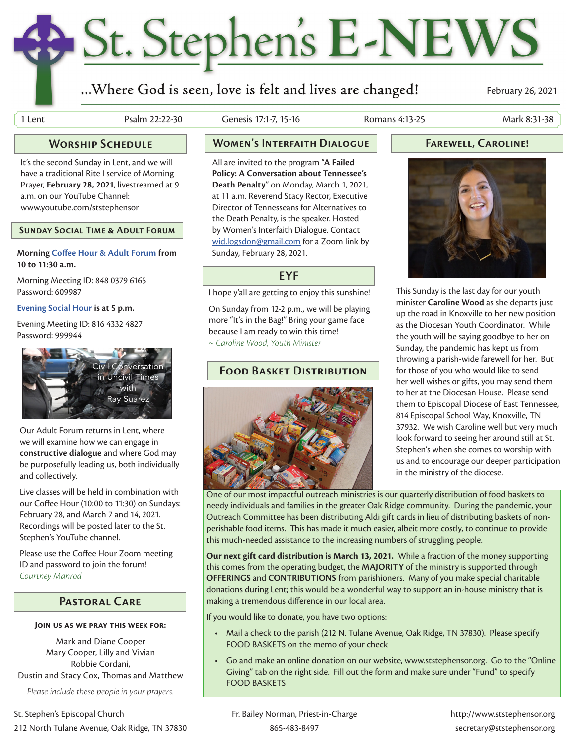# St. Stephen's E-NEWS

…Where God is seen, love is felt and lives are changed!

February 26, 2021

1 Lent | Psalm 22:22-30 | Genesis 17:1-7, 15-16 | Romans 4:13-25 | Mark 8:31-38

## Worship Schedule

It's the second Sunday in Lent, and we will have a traditional Rite I service of Morning Prayer, **February 28, 2021**, livestreamed at 9 a.m. on our YouTube Channel: www.youtube.com/ststephensor

### Sunday Social Time & Adult Forum

**Morning Coffee Hour & Adult Forum from 10 to 11:30 a.m.**

Morning Meeting ID: 848 0379 6165
Password: 609987

**Evening Social Hour is at 5 p.m.**

Evening Meeting ID: 816 4332 4827
Password: 999944

Civil Conversation in Uncivil Times with Ray Suarez

Our Adult Forum returns in Lent, where we will examine how we can engage in **constructive dialogue** and where God may be purposefully leading us, both individually and collectively.

Live classes will be held in combination with our Coffee Hour (10:00 to 11:30) on Sundays: February 28, and March 7 and 14, 2021. Recordings will be posted later to the St. Stephen's YouTube channel.

Please use the Coffee Hour Zoom meeting ID and password to join the forum!
*Courtney Manrod*

## Pastoral Care

**Join us as we pray this week for:**

Mark and Diane Cooper
Mary Cooper, Lilly and Vivian
Robbie Cordani,
Dustin and Stacy Cox, Thomas and Matthew

*Please include these people in your prayers.*

## Women's Interfaith Dialogue

All are invited to the program "**A Failed Policy: A Conversation about Tennessee's Death Penalty**" on Monday, March 1, 2021, at 11 a.m. Reverend Stacy Rector, Executive Director of Tennesseans for Alternatives to the Death Penalty, is the speaker. Hosted by Women's Interfaith Dialogue. Contact wid.logsdon@gmail.com for a Zoom link by Sunday, February 28, 2021.

## EYF

I hope y'all are getting to enjoy this sunshine!

On Sunday from 12-2 p.m., we will be playing more "It's in the Bag!" Bring your game face because I am ready to win this time!
*~ Caroline Wood, Youth Minister*

## Food Basket Distribution

One of our most impactful outreach ministries is our quarterly distribution of food baskets to needy individuals and families in the greater Oak Ridge community. During the pandemic, your Outreach Committee has been distributing Aldi gift cards in lieu of distributing baskets of non-perishable food items. This has made it much easier, albeit more costly, to continue to provide this much-needed assistance to the increasing numbers of struggling people.

**Our next gift card distribution is March 13, 2021.** While a fraction of the money supporting this comes from the operating budget, the **MAJORITY** of the ministry is supported through **OFFERINGS** and **CONTRIBUTIONS** from parishioners. Many of you make special charitable donations during Lent; this would be a wonderful way to support an in-house ministry that is making a tremendous difference in our local area.

If you would like to donate, you have two options:

- Mail a check to the parish (212 N. Tulane Avenue, Oak Ridge, TN 37830). Please specify FOOD BASKETS on the memo of your check
- Go and make an online donation on our website, www.ststephensor.org. Go to the "Online Giving" tab on the right side. Fill out the form and make sure under "Fund" to specify FOOD BASKETS

## Farewell, Caroline!

This Sunday is the last day for our youth minister **Caroline Wood** as she departs just up the road in Knoxville to her new position as the Diocesan Youth Coordinator. While the youth will be saying goodbye to her on Sunday, the pandemic has kept us from throwing a parish-wide farewell for her. But for those of you who would like to send her well wishes or gifts, you may send them to her at the Diocesan House. Please send them to Episcopal Diocese of East Tennessee, 814 Episcopal School Way, Knoxville, TN 37932. We wish Caroline well but very much look forward to seeing her around still at St. Stephen's when she comes to worship with us and to encourage our deeper participation in the ministry of the diocese.

St. Stephen's Episcopal Church
212 North Tulane Avenue, Oak Ridge, TN 37830

Fr. Bailey Norman, Priest-in-Charge
865-483-8497

http://www.ststephensor.org
secretary@ststephensor.org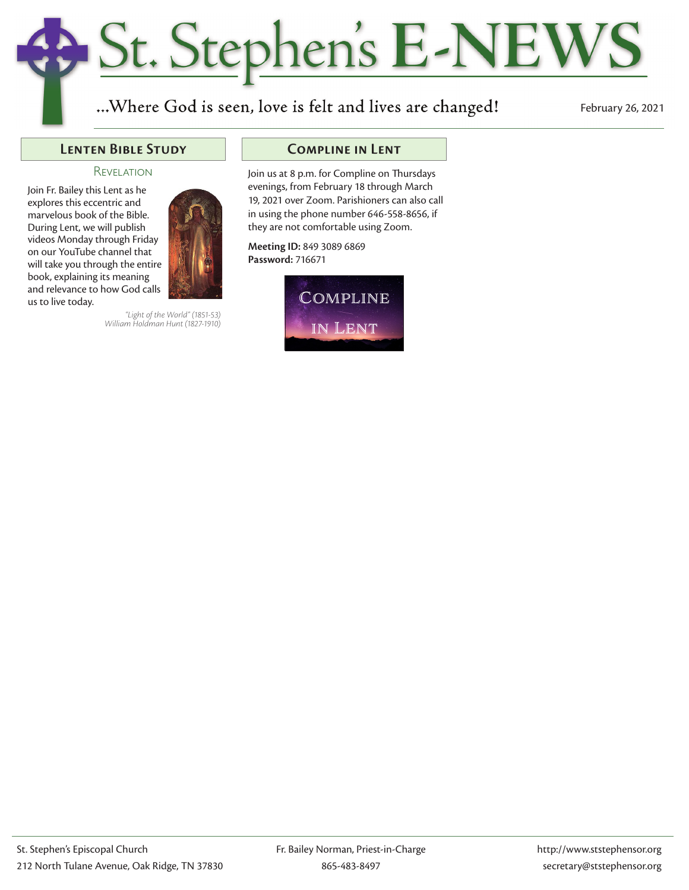# St. Stephen's E-NEWS

...Where God is seen, love is felt and lives are changed!

February 26, 2021

## Lenten Bible Study

### Revelation

Join Fr. Bailey this Lent as he explores this eccentric and marvelous book of the Bible. During Lent, we will publish videos Monday through Friday on our YouTube channel that will take you through the entire book, explaining its meaning and relevance to how God calls us to live today.

*"Light of the World" (1851-53)*
*William Holdman Hunt (1827-1910)*

## Compline in Lent

Join us at 8 p.m. for Compline on Thursdays evenings, from February 18 through March 19, 2021 over Zoom. Parishioners can also call in using the phone number 646-558-8656, if they are not comfortable using Zoom.

**Meeting ID:** 849 3089 6869
**Password:** 716671

Compline in Lent

St. Stephen's Episcopal Church
212 North Tulane Avenue, Oak Ridge, TN 37830

Fr. Bailey Norman, Priest-in-Charge
865-483-8497

http://www.ststephensor.org
secretary@ststephensor.org